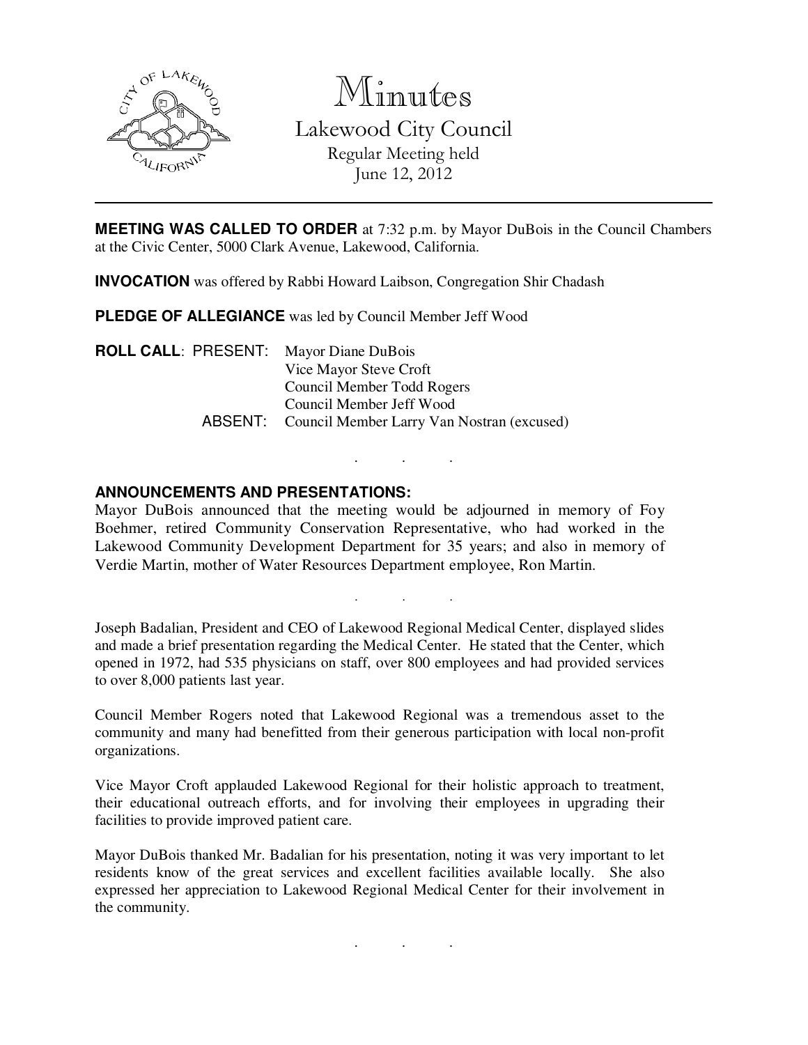# Minutes

## Lakewood City Council

Regular Meeting held
June 12, 2012

---

**MEETING WAS CALLED TO ORDER** at 7:32 p.m. by Mayor DuBois in the Council Chambers at the Civic Center, 5000 Clark Avenue, Lakewood, California.

**INVOCATION** was offered by Rabbi Howard Laibson, Congregation Shir Chadash

**PLEDGE OF ALLEGIANCE** was led by Council Member Jeff Wood

**ROLL CALL**: PRESENT: Mayor Diane DuBois
Vice Mayor Steve Croft
Council Member Todd Rogers
Council Member Jeff Wood
ABSENT: Council Member Larry Van Nostran (excused)

. . .

**ANNOUNCEMENTS AND PRESENTATIONS:**

Mayor DuBois announced that the meeting would be adjourned in memory of Foy Boehmer, retired Community Conservation Representative, who had worked in the Lakewood Community Development Department for 35 years; and also in memory of Verdie Martin, mother of Water Resources Department employee, Ron Martin.

. . .

Joseph Badalian, President and CEO of Lakewood Regional Medical Center, displayed slides and made a brief presentation regarding the Medical Center. He stated that the Center, which opened in 1972, had 535 physicians on staff, over 800 employees and had provided services to over 8,000 patients last year.

Council Member Rogers noted that Lakewood Regional was a tremendous asset to the community and many had benefitted from their generous participation with local non-profit organizations.

Vice Mayor Croft applauded Lakewood Regional for their holistic approach to treatment, their educational outreach efforts, and for involving their employees in upgrading their facilities to provide improved patient care.

Mayor DuBois thanked Mr. Badalian for his presentation, noting it was very important to let residents know of the great services and excellent facilities available locally. She also expressed her appreciation to Lakewood Regional Medical Center for their involvement in the community.

. . .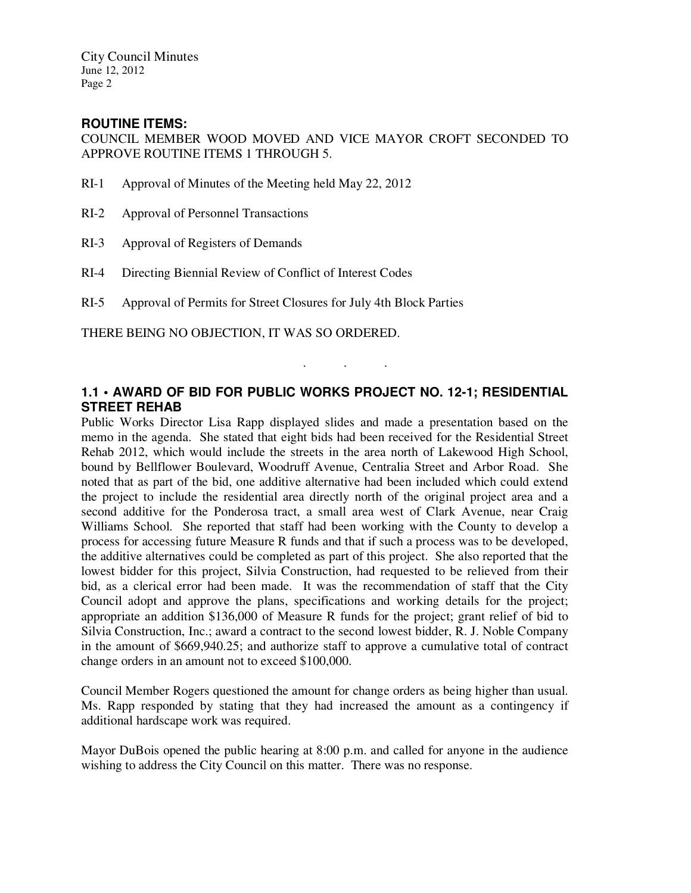## ROUTINE ITEMS:

COUNCIL MEMBER WOOD MOVED AND VICE MAYOR CROFT SECONDED TO APPROVE ROUTINE ITEMS 1 THROUGH 5.

RI-1 Approval of Minutes of the Meeting held May 22, 2012

RI-2 Approval of Personnel Transactions

RI-3 Approval of Registers of Demands

RI-4 Directing Biennial Review of Conflict of Interest Codes

RI-5 Approval of Permits for Street Closures for July 4th Block Parties

THERE BEING NO OBJECTION, IT WAS SO ORDERED.

. . .

## 1.1 • AWARD OF BID FOR PUBLIC WORKS PROJECT NO. 12-1; RESIDENTIAL STREET REHAB

Public Works Director Lisa Rapp displayed slides and made a presentation based on the memo in the agenda. She stated that eight bids had been received for the Residential Street Rehab 2012, which would include the streets in the area north of Lakewood High School, bound by Bellflower Boulevard, Woodruff Avenue, Centralia Street and Arbor Road. She noted that as part of the bid, one additive alternative had been included which could extend the project to include the residential area directly north of the original project area and a second additive for the Ponderosa tract, a small area west of Clark Avenue, near Craig Williams School. She reported that staff had been working with the County to develop a process for accessing future Measure R funds and that if such a process was to be developed, the additive alternatives could be completed as part of this project. She also reported that the lowest bidder for this project, Silvia Construction, had requested to be relieved from their bid, as a clerical error had been made. It was the recommendation of staff that the City Council adopt and approve the plans, specifications and working details for the project; appropriate an addition $136,000 of Measure R funds for the project; grant relief of bid to Silvia Construction, Inc.; award a contract to the second lowest bidder, R. J. Noble Company in the amount of $669,940.25; and authorize staff to approve a cumulative total of contract change orders in an amount not to exceed $100,000.

Council Member Rogers questioned the amount for change orders as being higher than usual. Ms. Rapp responded by stating that they had increased the amount as a contingency if additional hardscape work was required.

Mayor DuBois opened the public hearing at 8:00 p.m. and called for anyone in the audience wishing to address the City Council on this matter. There was no response.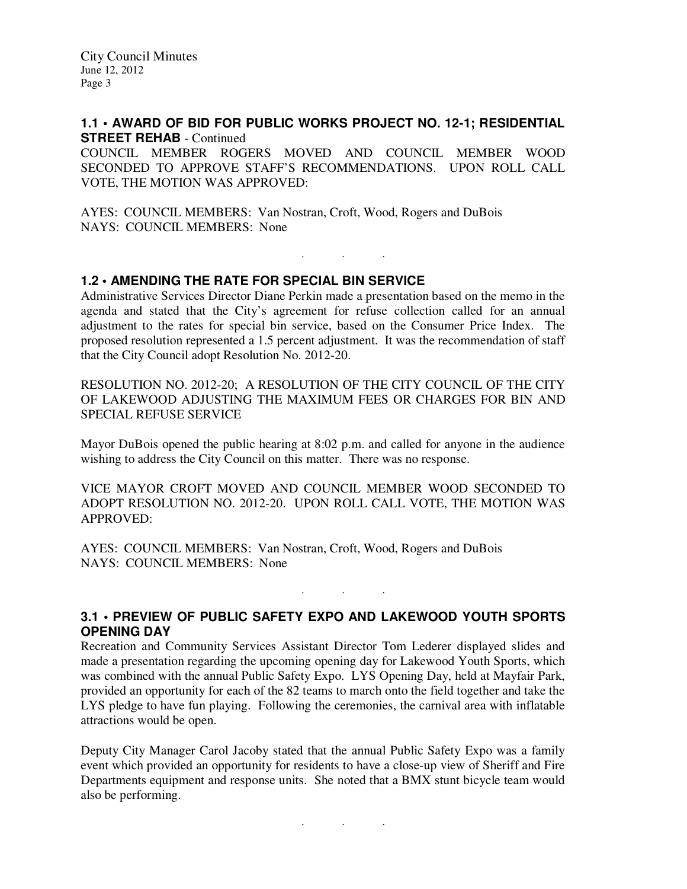**1.1 • AWARD OF BID FOR PUBLIC WORKS PROJECT NO. 12-1; RESIDENTIAL STREET REHAB** - Continued

COUNCIL MEMBER ROGERS MOVED AND COUNCIL MEMBER WOOD SECONDED TO APPROVE STAFF'S RECOMMENDATIONS. UPON ROLL CALL VOTE, THE MOTION WAS APPROVED:

AYES: COUNCIL MEMBERS: Van Nostran, Croft, Wood, Rogers and DuBois
NAYS: COUNCIL MEMBERS: None

. . .

**1.2 • AMENDING THE RATE FOR SPECIAL BIN SERVICE**

Administrative Services Director Diane Perkin made a presentation based on the memo in the agenda and stated that the City's agreement for refuse collection called for an annual adjustment to the rates for special bin service, based on the Consumer Price Index. The proposed resolution represented a 1.5 percent adjustment. It was the recommendation of staff that the City Council adopt Resolution No. 2012-20.

RESOLUTION NO. 2012-20; A RESOLUTION OF THE CITY COUNCIL OF THE CITY OF LAKEWOOD ADJUSTING THE MAXIMUM FEES OR CHARGES FOR BIN AND SPECIAL REFUSE SERVICE

Mayor DuBois opened the public hearing at 8:02 p.m. and called for anyone in the audience wishing to address the City Council on this matter. There was no response.

VICE MAYOR CROFT MOVED AND COUNCIL MEMBER WOOD SECONDED TO ADOPT RESOLUTION NO. 2012-20. UPON ROLL CALL VOTE, THE MOTION WAS APPROVED:

AYES: COUNCIL MEMBERS: Van Nostran, Croft, Wood, Rogers and DuBois
NAYS: COUNCIL MEMBERS: None

. . .

**3.1 • PREVIEW OF PUBLIC SAFETY EXPO AND LAKEWOOD YOUTH SPORTS OPENING DAY**

Recreation and Community Services Assistant Director Tom Lederer displayed slides and made a presentation regarding the upcoming opening day for Lakewood Youth Sports, which was combined with the annual Public Safety Expo. LYS Opening Day, held at Mayfair Park, provided an opportunity for each of the 82 teams to march onto the field together and take the LYS pledge to have fun playing. Following the ceremonies, the carnival area with inflatable attractions would be open.

Deputy City Manager Carol Jacoby stated that the annual Public Safety Expo was a family event which provided an opportunity for residents to have a close-up view of Sheriff and Fire Departments equipment and response units. She noted that a BMX stunt bicycle team would also be performing.

. . .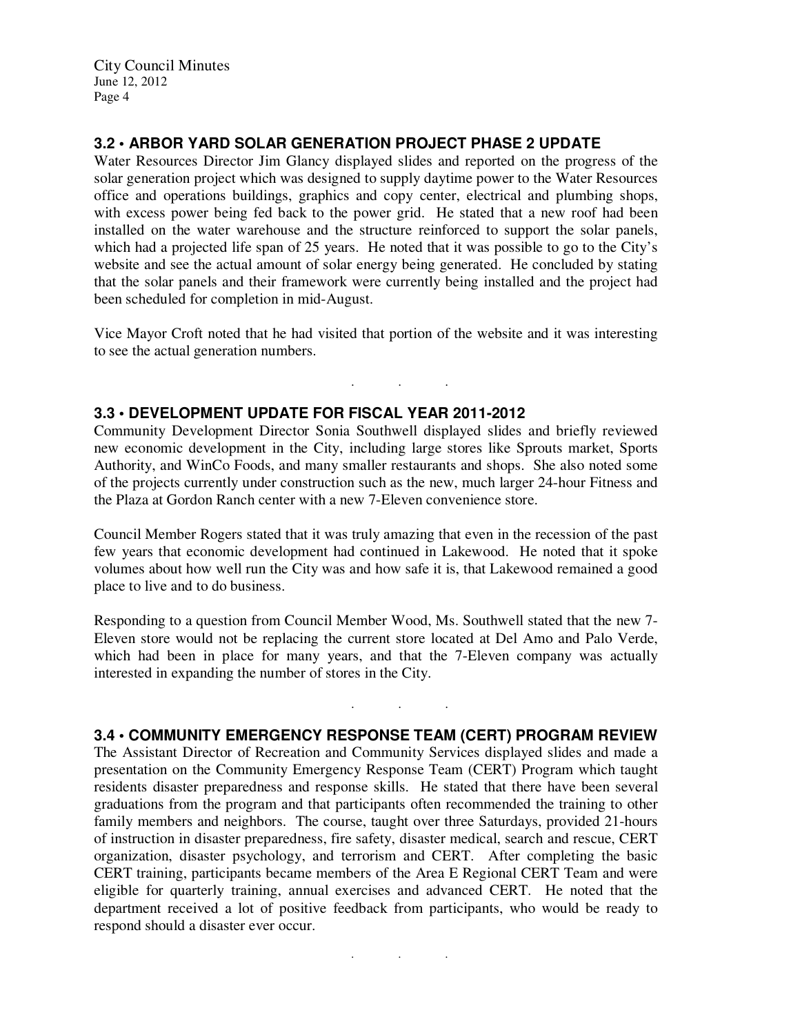### 3.2 • ARBOR YARD SOLAR GENERATION PROJECT PHASE 2 UPDATE

Water Resources Director Jim Glancy displayed slides and reported on the progress of the solar generation project which was designed to supply daytime power to the Water Resources office and operations buildings, graphics and copy center, electrical and plumbing shops, with excess power being fed back to the power grid. He stated that a new roof had been installed on the water warehouse and the structure reinforced to support the solar panels, which had a projected life span of 25 years. He noted that it was possible to go to the City's website and see the actual amount of solar energy being generated. He concluded by stating that the solar panels and their framework were currently being installed and the project had been scheduled for completion in mid-August.

Vice Mayor Croft noted that he had visited that portion of the website and it was interesting to see the actual generation numbers.

. . .

### 3.3 • DEVELOPMENT UPDATE FOR FISCAL YEAR 2011-2012

Community Development Director Sonia Southwell displayed slides and briefly reviewed new economic development in the City, including large stores like Sprouts market, Sports Authority, and WinCo Foods, and many smaller restaurants and shops. She also noted some of the projects currently under construction such as the new, much larger 24-hour Fitness and the Plaza at Gordon Ranch center with a new 7-Eleven convenience store.

Council Member Rogers stated that it was truly amazing that even in the recession of the past few years that economic development had continued in Lakewood. He noted that it spoke volumes about how well run the City was and how safe it is, that Lakewood remained a good place to live and to do business.

Responding to a question from Council Member Wood, Ms. Southwell stated that the new 7-Eleven store would not be replacing the current store located at Del Amo and Palo Verde, which had been in place for many years, and that the 7-Eleven company was actually interested in expanding the number of stores in the City.

. . .

### 3.4 • COMMUNITY EMERGENCY RESPONSE TEAM (CERT) PROGRAM REVIEW

The Assistant Director of Recreation and Community Services displayed slides and made a presentation on the Community Emergency Response Team (CERT) Program which taught residents disaster preparedness and response skills. He stated that there have been several graduations from the program and that participants often recommended the training to other family members and neighbors. The course, taught over three Saturdays, provided 21-hours of instruction in disaster preparedness, fire safety, disaster medical, search and rescue, CERT organization, disaster psychology, and terrorism and CERT. After completing the basic CERT training, participants became members of the Area E Regional CERT Team and were eligible for quarterly training, annual exercises and advanced CERT. He noted that the department received a lot of positive feedback from participants, who would be ready to respond should a disaster ever occur.

. . .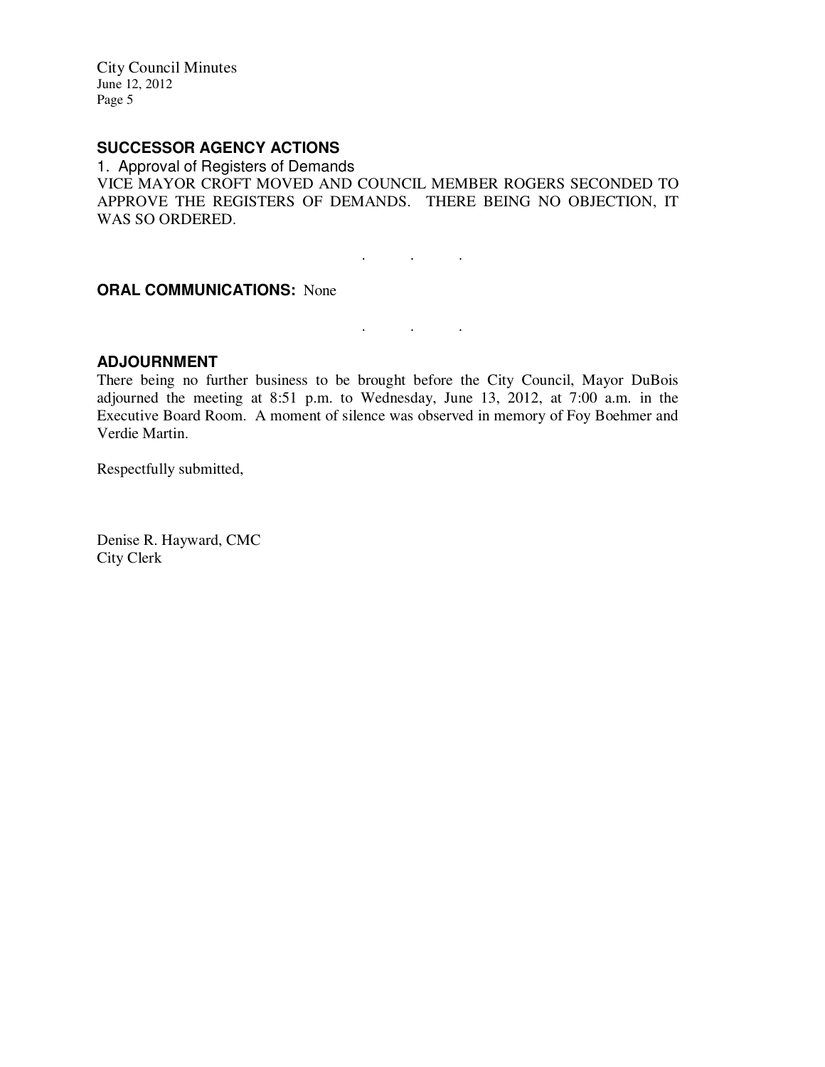## SUCCESSOR AGENCY ACTIONS

1. Approval of Registers of Demands

VICE MAYOR CROFT MOVED AND COUNCIL MEMBER ROGERS SECONDED TO APPROVE THE REGISTERS OF DEMANDS. THERE BEING NO OBJECTION, IT WAS SO ORDERED.

. . .

**ORAL COMMUNICATIONS:** None

. . .

## ADJOURNMENT

There being no further business to be brought before the City Council, Mayor DuBois adjourned the meeting at 8:51 p.m. to Wednesday, June 13, 2012, at 7:00 a.m. in the Executive Board Room. A moment of silence was observed in memory of Foy Boehmer and Verdie Martin.

Respectfully submitted,

Denise R. Hayward, CMC
City Clerk